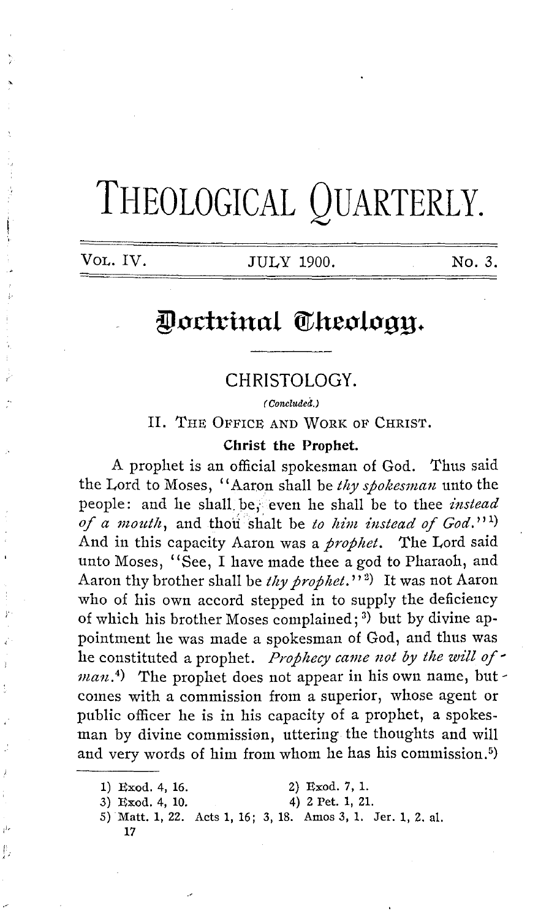# THEOLOGICAL QUARTERLY.

VOL. IV. JULY 1900. No. 3.

## Doctrinal Theology.

### CHRISTOLOGY.

*(Concluded.)*

### II. THE OFFICE AND WORK OF CHRIST.

#### Christ the Prophet.

A prophet is an official spokesman of God. Thus said the Lord to Moses, "Aaron shall be *thy spokesman* unto the people: and he shall be, even he shall be to thee *instead of a mouth*, and thou shalt be *to him instead of God*."[1] And in this capacity Aaron was a *prophet*. The Lord said unto Moses, "See, I have made thee a god to Pharaoh, and Aaron thy brother shall be *thy prophet*."[2] It was not Aaron who of his own accord stepped in to supply the deficiency of which his brother Moses complained;[3] but by divine appointment he was made a spokesman of God, and thus was he constituted a prophet. *Prophecy came not by the will of man.*[4] The prophet does not appear in his own name, but comes with a commission from a superior, whose agent or public officer he is in his capacity of a prophet, a spokesman by divine commission, uttering the thoughts and will and very words of him from whom he has his commission.[5]

---

1) Exod. 4, 16.
2) Exod. 7, 1.
3) Exod. 4, 10.
4) 2 Pet. 1, 21.
5) Matt. 1, 22. Acts 1, 16; 3, 18. Amos 3, 1. Jer. 1, 2. al.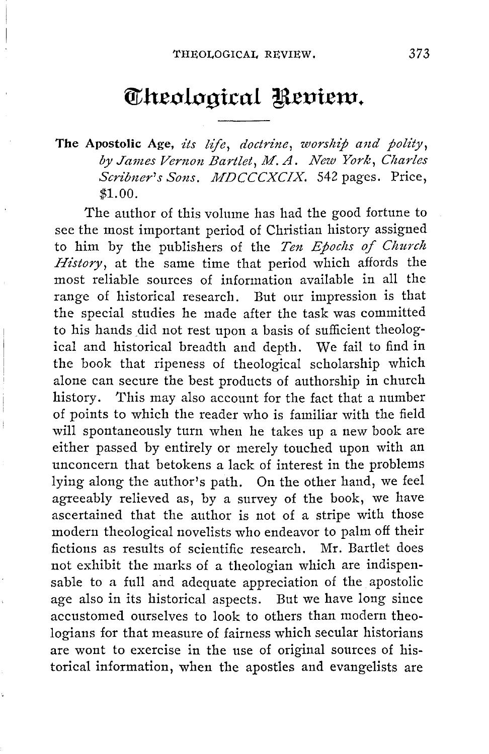# Theological Review.

**The Apostolic Age**, *its life, doctrine, worship and polity, by James Vernon Bartlet, M. A. New York, Charles Scribner's Sons. MDCCCXCIX.* 542 pages. Price, $1.00.

The author of this volume has had the good fortune to see the most important period of Christian history assigned to him by the publishers of the *Ten Epochs of Church History*, at the same time that period which affords the most reliable sources of information available in all the range of historical research. But our impression is that the special studies he made after the task was committed to his hands did not rest upon a basis of sufficient theological and historical breadth and depth. We fail to find in the book that ripeness of theological scholarship which alone can secure the best products of authorship in church history. This may also account for the fact that a number of points to which the reader who is familiar with the field will spontaneously turn when he takes up a new book are either passed by entirely or merely touched upon with an unconcern that betokens a lack of interest in the problems lying along the author's path. On the other hand, we feel agreeably relieved as, by a survey of the book, we have ascertained that the author is not of a stripe with those modern theological novelists who endeavor to palm off their fictions as results of scientific research. Mr. Bartlet does not exhibit the marks of a theologian which are indispensable to a full and adequate appreciation of the apostolic age also in its historical aspects. But we have long since accustomed ourselves to look to others than modern theologians for that measure of fairness which secular historians are wont to exercise in the use of original sources of historical information, when the apostles and evangelists are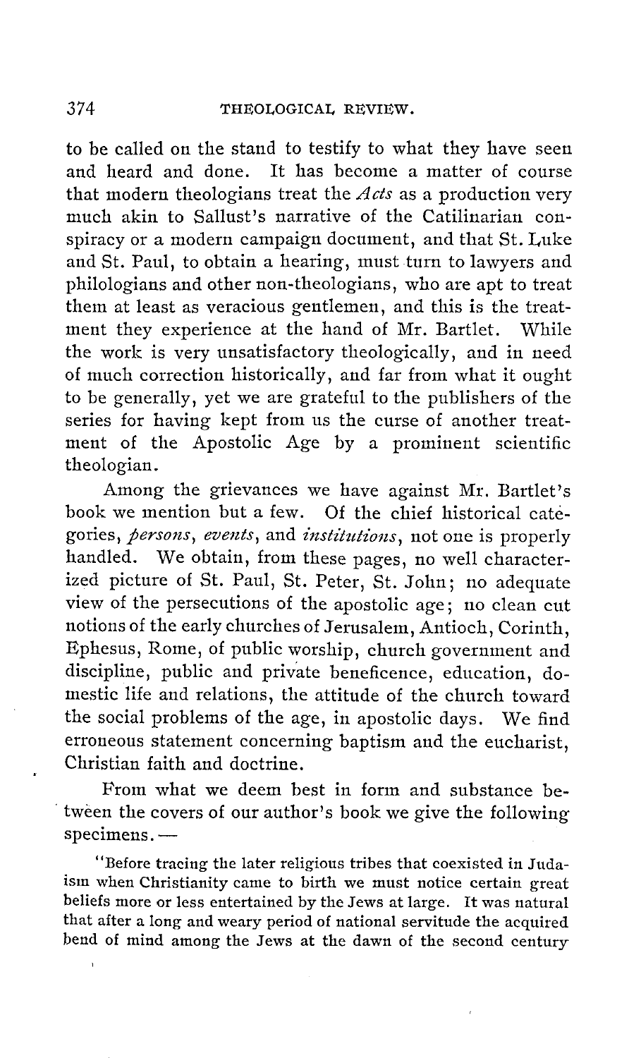to be called on the stand to testify to what they have seen and heard and done. It has become a matter of course that modern theologians treat the *Acts* as a production very much akin to Sallust's narrative of the Catilinarian conspiracy or a modern campaign document, and that St. Luke and St. Paul, to obtain a hearing, must turn to lawyers and philologians and other non-theologians, who are apt to treat them at least as veracious gentlemen, and this is the treatment they experience at the hand of Mr. Bartlet. While the work is very unsatisfactory theologically, and in need of much correction historically, and far from what it ought to be generally, yet we are grateful to the publishers of the series for having kept from us the curse of another treatment of the Apostolic Age by a prominent scientific theologian.

Among the grievances we have against Mr. Bartlet's book we mention but a few. Of the chief historical categories, *persons*, *events*, and *institutions*, not one is properly handled. We obtain, from these pages, no well characterized picture of St. Paul, St. Peter, St. John; no adequate view of the persecutions of the apostolic age; no clean cut notions of the early churches of Jerusalem, Antioch, Corinth, Ephesus, Rome, of public worship, church government and discipline, public and private beneficence, education, domestic life and relations, the attitude of the church toward the social problems of the age, in apostolic days. We find erroneous statement concerning baptism and the eucharist, Christian faith and doctrine.

From what we deem best in form and substance between the covers of our author's book we give the following specimens.—

"Before tracing the later religious tribes that coexisted in Judaism when Christianity came to birth we must notice certain great beliefs more or less entertained by the Jews at large. It was natural that after a long and weary period of national servitude the acquired bend of mind among the Jews at the dawn of the second century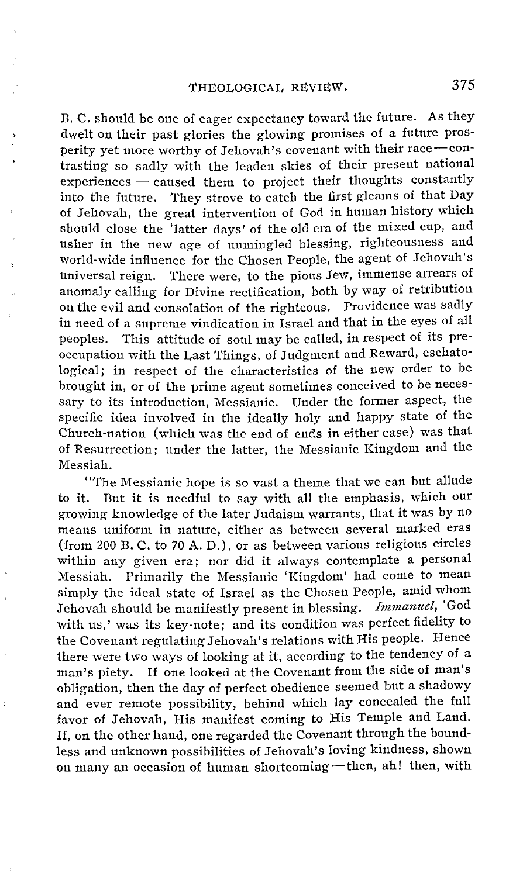B. C. should be one of eager expectancy toward the future. As they dwelt on their past glories the glowing promises of a future prosperity yet more worthy of Jehovah's covenant with their race—contrasting so sadly with the leaden skies of their present national experiences — caused them to project their thoughts constantly into the future. They strove to catch the first gleams of that Day of Jehovah, the great intervention of God in human history which should close the 'latter days' of the old era of the mixed cup, and usher in the new age of unmingled blessing, righteousness and world-wide influence for the Chosen People, the agent of Jehovah's universal reign. There were, to the pious Jew, immense arrears of anomaly calling for Divine rectification, both by way of retribution on the evil and consolation of the righteous. Providence was sadly in need of a supreme vindication in Israel and that in the eyes of all peoples. This attitude of soul may be called, in respect of its preoccupation with the Last Things, of Judgment and Reward, eschatological; in respect of the characteristics of the new order to be brought in, or of the prime agent sometimes conceived to be necessary to its introduction, Messianic. Under the former aspect, the specific idea involved in the ideally holy and happy state of the Church-nation (which was the end of ends in either case) was that of Resurrection; under the latter, the Messianic Kingdom and the Messiah.

"The Messianic hope is so vast a theme that we can but allude to it. But it is needful to say with all the emphasis, which our growing knowledge of the later Judaism warrants, that it was by no means uniform in nature, either as between several marked eras (from 200 B. C. to 70 A. D.), or as between various religious circles within any given era; nor did it always contemplate a personal Messiah. Primarily the Messianic 'Kingdom' had come to mean simply the ideal state of Israel as the Chosen People, amid whom Jehovah should be manifestly present in blessing. *Immanuel*, 'God with us,' was its key-note; and its condition was perfect fidelity to the Covenant regulating Jehovah's relations with His people. Hence there were two ways of looking at it, according to the tendency of a man's piety. If one looked at the Covenant from the side of man's obligation, then the day of perfect obedience seemed but a shadowy and ever remote possibility, behind which lay concealed the full favor of Jehovah, His manifest coming to His Temple and Land. If, on the other hand, one regarded the Covenant through the boundless and unknown possibilities of Jehovah's loving kindness, shown on many an occasion of human shortcoming—then, ah! then, with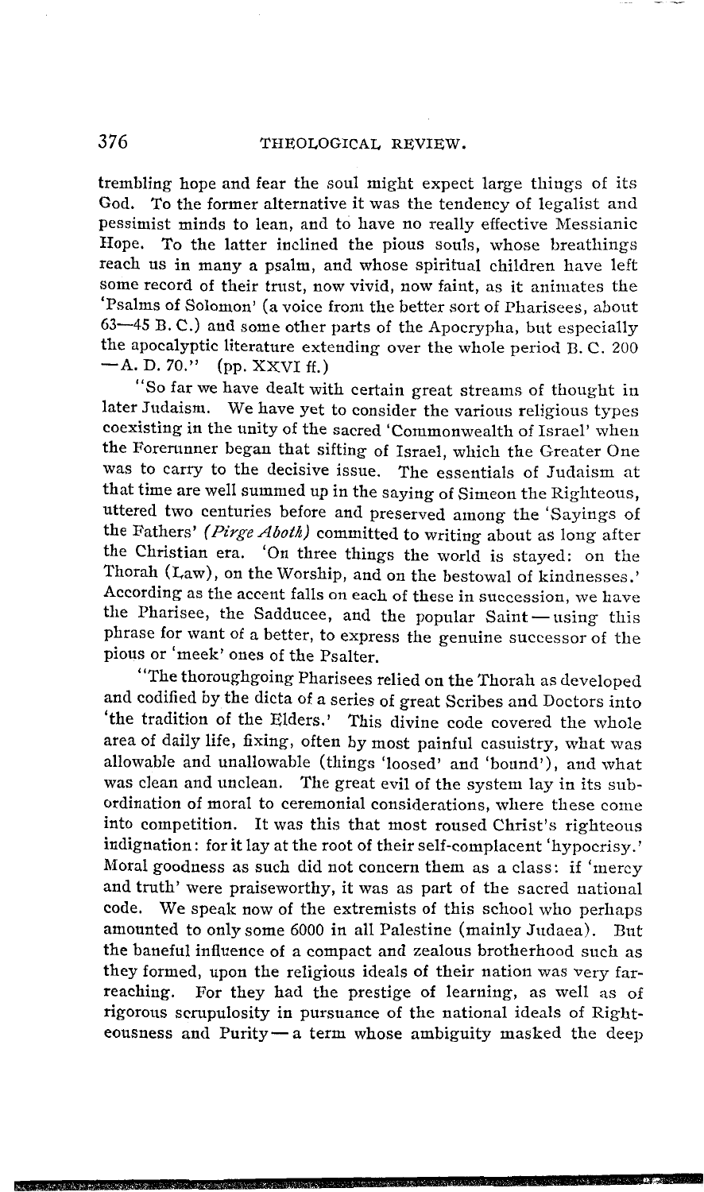trembling hope and fear the soul might expect large things of its God. To the former alternative it was the tendency of legalist and pessimist minds to lean, and to have no really effective Messianic Hope. To the latter inclined the pious souls, whose breathings reach us in many a psalm, and whose spiritual children have left some record of their trust, now vivid, now faint, as it animates the 'Psalms of Solomon' (a voice from the better sort of Pharisees, about 63—45 B. C.) and some other parts of the Apocrypha, but especially the apocalyptic literature extending over the whole period B. C. 200 —A. D. 70." (pp. XXVI ff.)

"So far we have dealt with certain great streams of thought in later Judaism. We have yet to consider the various religious types coexisting in the unity of the sacred 'Commonwealth of Israel' when the Forerunner began that sifting of Israel, which the Greater One was to carry to the decisive issue. The essentials of Judaism at that time are well summed up in the saying of Simeon the Righteous, uttered two centuries before and preserved among the 'Sayings of the Fathers' (*Pirge Aboth*) committed to writing about as long after the Christian era. 'On three things the world is stayed: on the Thorah (Law), on the Worship, and on the bestowal of kindnesses.' According as the accent falls on each of these in succession, we have the Pharisee, the Sadducee, and the popular Saint—using this phrase for want of a better, to express the genuine successor of the pious or 'meek' ones of the Psalter.

"The thoroughgoing Pharisees relied on the Thorah as developed and codified by the dicta of a series of great Scribes and Doctors into 'the tradition of the Elders.' This divine code covered the whole area of daily life, fixing, often by most painful casuistry, what was allowable and unallowable (things 'loosed' and 'bound'), and what was clean and unclean. The great evil of the system lay in its subordination of moral to ceremonial considerations, where these come into competition. It was this that most roused Christ's righteous indignation: for it lay at the root of their self-complacent 'hypocrisy.' Moral goodness as such did not concern them as a class: if 'mercy and truth' were praiseworthy, it was as part of the sacred national code. We speak now of the extremists of this school who perhaps amounted to only some 6000 in all Palestine (mainly Judaea). But the baneful influence of a compact and zealous brotherhood such as they formed, upon the religious ideals of their nation was very far-reaching. For they had the prestige of learning, as well as of rigorous scrupulosity in pursuance of the national ideals of Righteousness and Purity—a term whose ambiguity masked the deep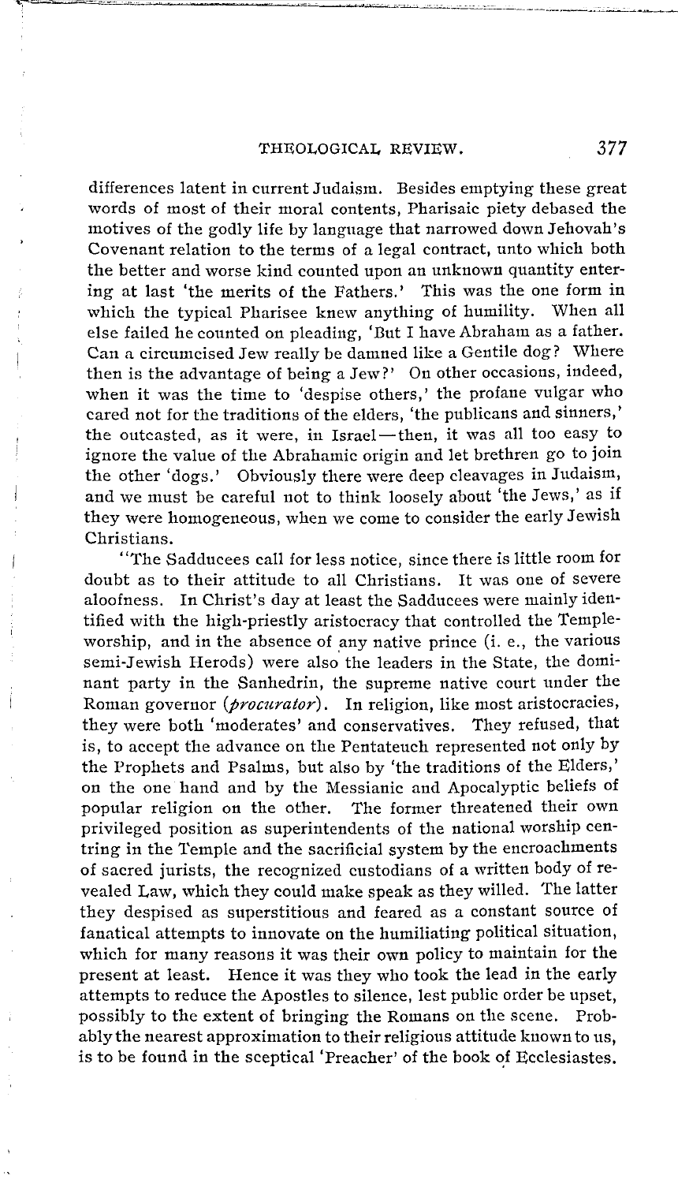differences latent in current Judaism. Besides emptying these great words of most of their moral contents, Pharisaic piety debased the motives of the godly life by language that narrowed down Jehovah's Covenant relation to the terms of a legal contract, unto which both the better and worse kind counted upon an unknown quantity entering at last 'the merits of the Fathers.' This was the one form in which the typical Pharisee knew anything of humility. When all else failed he counted on pleading, 'But I have Abraham as a father. Can a circumcised Jew really be damned like a Gentile dog? Where then is the advantage of being a Jew?' On other occasions, indeed, when it was the time to 'despise others,' the profane vulgar who cared not for the traditions of the elders, 'the publicans and sinners,' the outcasted, as it were, in Israel—then, it was all too easy to ignore the value of the Abrahamic origin and let brethren go to join the other 'dogs.' Obviously there were deep cleavages in Judaism, and we must be careful not to think loosely about 'the Jews,' as if they were homogeneous, when we come to consider the early Jewish Christians.

"The Sadducees call for less notice, since there is little room for doubt as to their attitude to all Christians. It was one of severe aloofness. In Christ's day at least the Sadducees were mainly identified with the high-priestly aristocracy that controlled the Temple-worship, and in the absence of any native prince (i. e., the various semi-Jewish Herods) were also the leaders in the State, the dominant party in the Sanhedrin, the supreme native court under the Roman governor (*procurator*). In religion, like most aristocracies, they were both 'moderates' and conservatives. They refused, that is, to accept the advance on the Pentateuch represented not only by the Prophets and Psalms, but also by 'the traditions of the Elders,' on the one hand and by the Messianic and Apocalyptic beliefs of popular religion on the other. The former threatened their own privileged position as superintendents of the national worship centring in the Temple and the sacrificial system by the encroachments of sacred jurists, the recognized custodians of a written body of revealed Law, which they could make speak as they willed. The latter they despised as superstitious and feared as a constant source of fanatical attempts to innovate on the humiliating political situation, which for many reasons it was their own policy to maintain for the present at least. Hence it was they who took the lead in the early attempts to reduce the Apostles to silence, lest public order be upset, possibly to the extent of bringing the Romans on the scene. Probably the nearest approximation to their religious attitude known to us, is to be found in the sceptical 'Preacher' of the book of Ecclesiastes.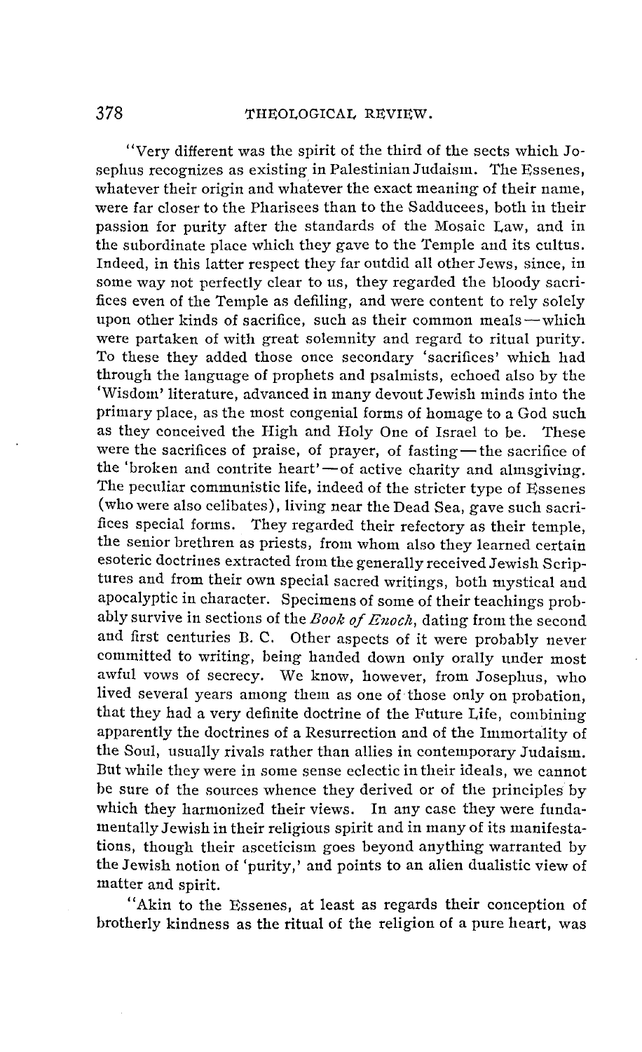"Very different was the spirit of the third of the sects which Josephus recognizes as existing in Palestinian Judaism. The Essenes, whatever their origin and whatever the exact meaning of their name, were far closer to the Pharisees than to the Sadducees, both in their passion for purity after the standards of the Mosaic Law, and in the subordinate place which they gave to the Temple and its cultus. Indeed, in this latter respect they far outdid all other Jews, since, in some way not perfectly clear to us, they regarded the bloody sacrifices even of the Temple as defiling, and were content to rely solely upon other kinds of sacrifice, such as their common meals—which were partaken of with great solemnity and regard to ritual purity. To these they added those once secondary 'sacrifices' which had through the language of prophets and psalmists, echoed also by the 'Wisdom' literature, advanced in many devout Jewish minds into the primary place, as the most congenial forms of homage to a God such as they conceived the High and Holy One of Israel to be. These were the sacrifices of praise, of prayer, of fasting—the sacrifice of the 'broken and contrite heart'—of active charity and almsgiving. The peculiar communistic life, indeed of the stricter type of Essenes (who were also celibates), living near the Dead Sea, gave such sacrifices special forms. They regarded their refectory as their temple, the senior brethren as priests, from whom also they learned certain esoteric doctrines extracted from the generally received Jewish Scriptures and from their own special sacred writings, both mystical and apocalyptic in character. Specimens of some of their teachings probably survive in sections of the *Book of Enoch*, dating from the second and first centuries B. C. Other aspects of it were probably never committed to writing, being handed down only orally under most awful vows of secrecy. We know, however, from Josephus, who lived several years among them as one of those only on probation, that they had a very definite doctrine of the Future Life, combining apparently the doctrines of a Resurrection and of the Immortality of the Soul, usually rivals rather than allies in contemporary Judaism. But while they were in some sense eclectic in their ideals, we cannot be sure of the sources whence they derived or of the principles by which they harmonized their views. In any case they were fundamentally Jewish in their religious spirit and in many of its manifestations, though their asceticism goes beyond anything warranted by the Jewish notion of 'purity,' and points to an alien dualistic view of matter and spirit.

"Akin to the Essenes, at least as regards their conception of brotherly kindness as the ritual of the religion of a pure heart, was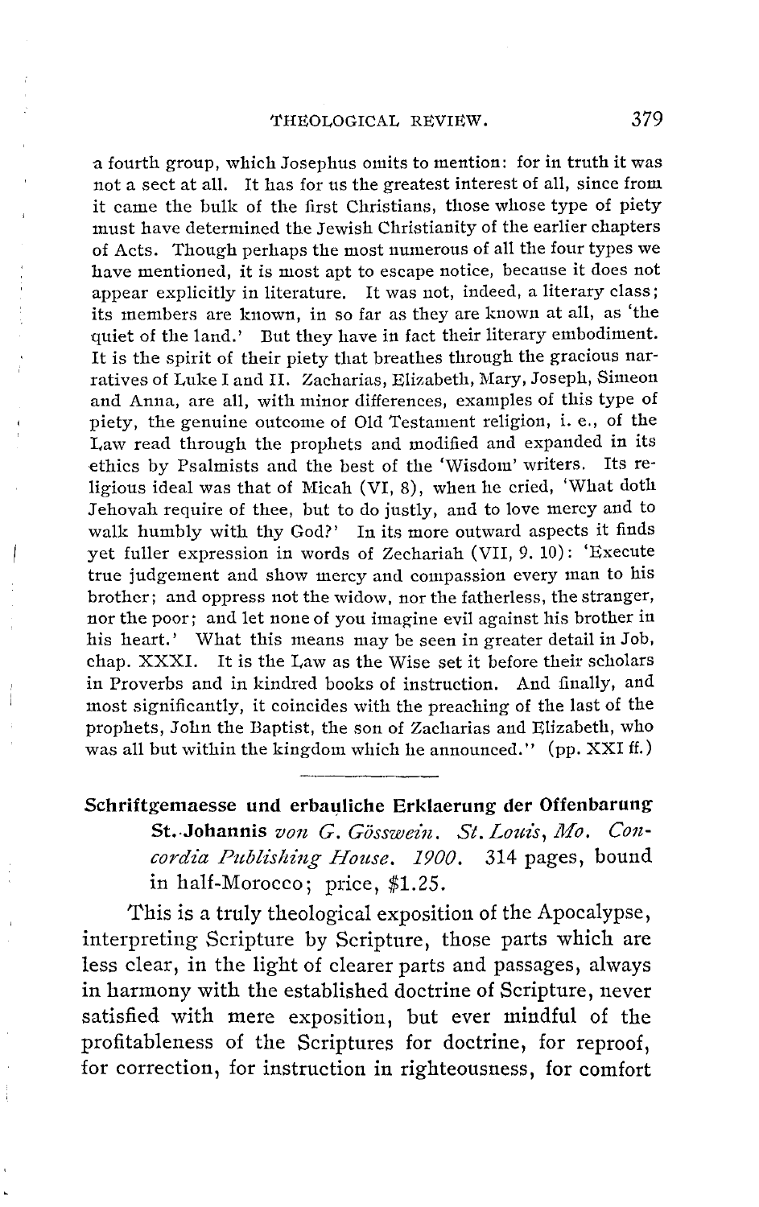a fourth group, which Josephus omits to mention: for in truth it was not a sect at all. It has for us the greatest interest of all, since from it came the bulk of the first Christians, those whose type of piety must have determined the Jewish Christianity of the earlier chapters of Acts. Though perhaps the most numerous of all the four types we have mentioned, it is most apt to escape notice, because it does not appear explicitly in literature. It was not, indeed, a literary class; its members are known, in so far as they are known at all, as 'the quiet of the land.' But they have in fact their literary embodiment. It is the spirit of their piety that breathes through the gracious narratives of Luke I and II. Zacharias, Elizabeth, Mary, Joseph, Simeon and Anna, are all, with minor differences, examples of this type of piety, the genuine outcome of Old Testament religion, i. e., of the Law read through the prophets and modified and expanded in its ethics by Psalmists and the best of the 'Wisdom' writers. Its religious ideal was that of Micah (VI, 8), when he cried, 'What doth Jehovah require of thee, but to do justly, and to love mercy and to walk humbly with thy God?' In its more outward aspects it finds yet fuller expression in words of Zechariah (VII, 9. 10): 'Execute true judgement and show mercy and compassion every man to his brother; and oppress not the widow, nor the fatherless, the stranger, nor the poor; and let none of you imagine evil against his brother in his heart.' What this means may be seen in greater detail in Job, chap. XXXI. It is the Law as the Wise set it before their scholars in Proverbs and in kindred books of instruction. And finally, and most significantly, it coincides with the preaching of the last of the prophets, John the Baptist, the son of Zacharias and Elizabeth, who was all but within the kingdom which he announced." (pp. XXI ff.)

---

**Schriftgemaesse und erbauliche Erklaerung der Offenbarung St. Johannis** *von G. Gösswein. St. Louis, Mo. Concordia Publishing House. 1900.* 314 pages, bound in half-Morocco; price, $1.25.

This is a truly theological exposition of the Apocalypse, interpreting Scripture by Scripture, those parts which are less clear, in the light of clearer parts and passages, always in harmony with the established doctrine of Scripture, never satisfied with mere exposition, but ever mindful of the profitableness of the Scriptures for doctrine, for reproof, for correction, for instruction in righteousness, for comfort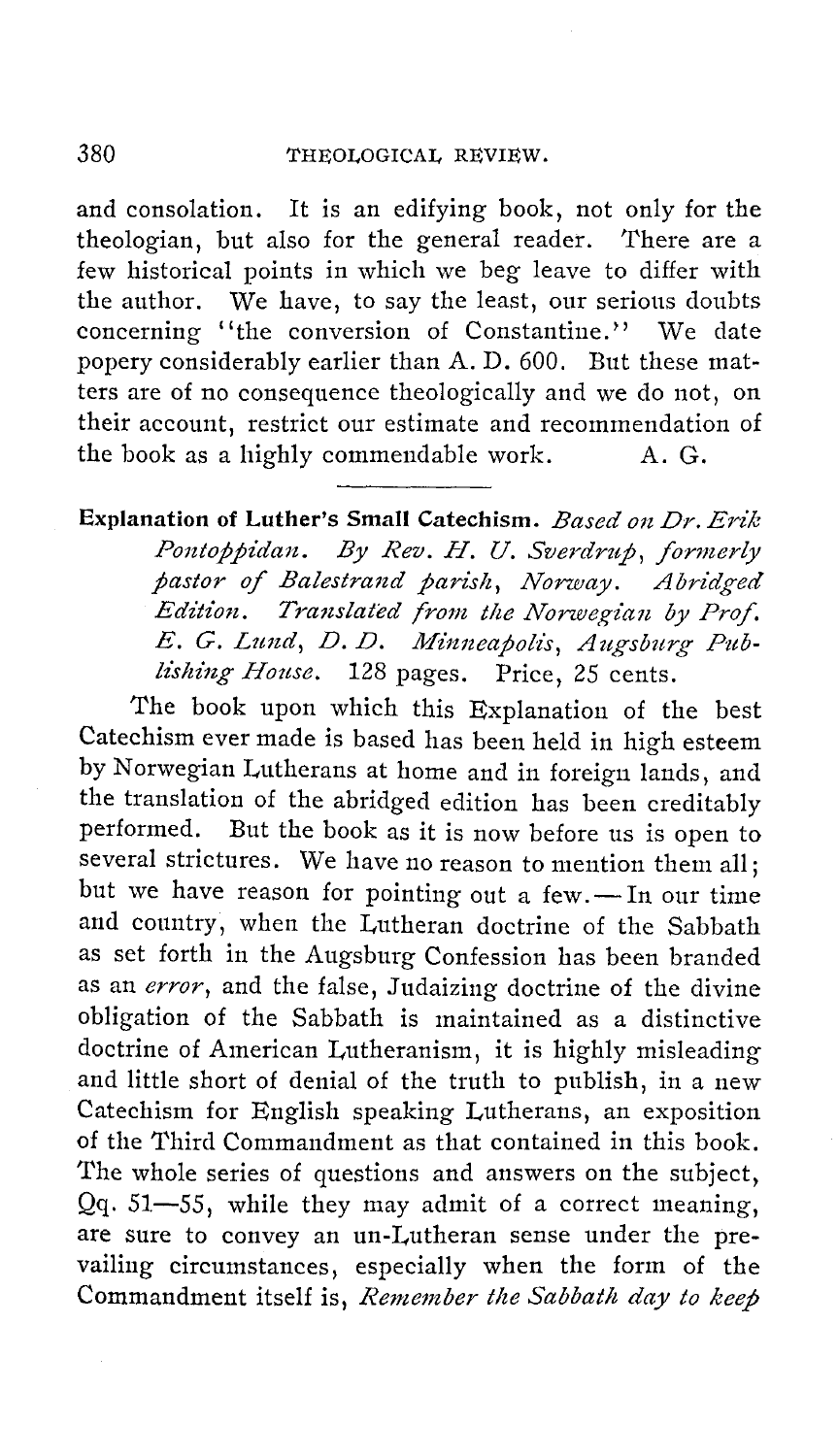and consolation. It is an edifying book, not only for the theologian, but also for the general reader. There are a few historical points in which we beg leave to differ with the author. We have, to say the least, our serious doubts concerning "the conversion of Constantine." We date popery considerably earlier than A. D. 600. But these matters are of no consequence theologically and we do not, on their account, restrict our estimate and recommendation of the book as a highly commendable work. A. G.

---

**Explanation of Luther's Small Catechism.** *Based on Dr. Erik Pontoppidan. By Rev. H. U. Sverdrup, formerly pastor of Balestrand parish, Norway. Abridged Edition. Translated from the Norwegian by Prof. E. G. Lund, D. D. Minneapolis, Augsburg Publishing House.* 128 pages. Price, 25 cents.

The book upon which this Explanation of the best Catechism ever made is based has been held in high esteem by Norwegian Lutherans at home and in foreign lands, and the translation of the abridged edition has been creditably performed. But the book as it is now before us is open to several strictures. We have no reason to mention them all; but we have reason for pointing out a few.—In our time and country, when the Lutheran doctrine of the Sabbath as set forth in the Augsburg Confession has been branded as an *error*, and the false, Judaizing doctrine of the divine obligation of the Sabbath is maintained as a distinctive doctrine of American Lutheranism, it is highly misleading and little short of denial of the truth to publish, in a new Catechism for English speaking Lutherans, an exposition of the Third Commandment as that contained in this book. The whole series of questions and answers on the subject, Qq. 51—55, while they may admit of a correct meaning, are sure to convey an un-Lutheran sense under the prevailing circumstances, especially when the form of the Commandment itself is, *Remember the Sabbath day to keep*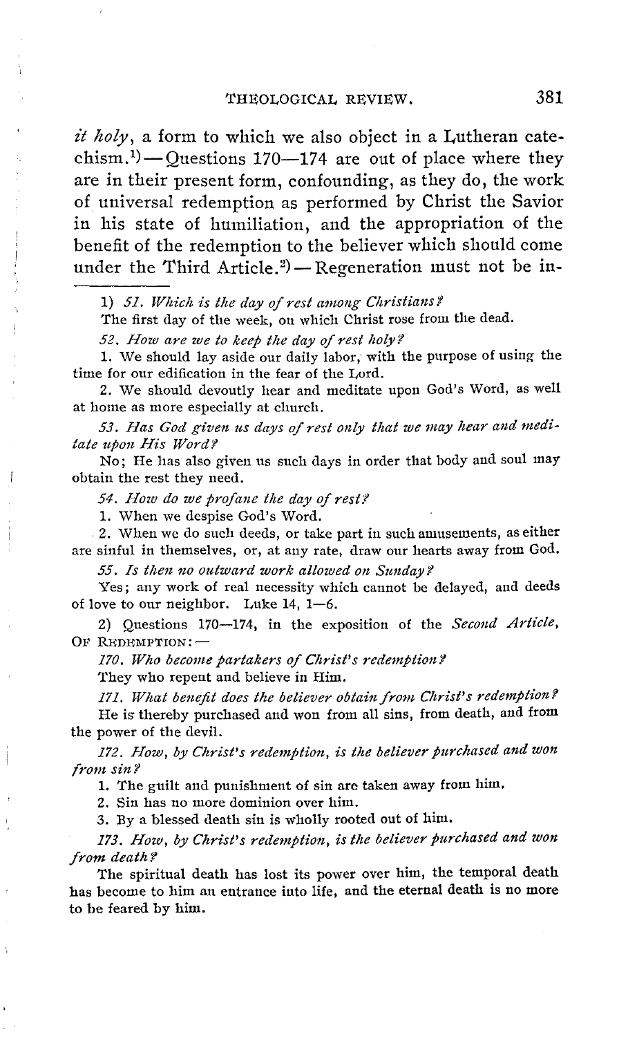*it holy*, a form to which we also object in a Lutheran catechism.[1]) — Questions 170—174 are out of place where they are in their present form, confounding, as they do, the work of universal redemption as performed by Christ the Savior in his state of humiliation, and the appropriation of the benefit of the redemption to the believer which should come under the Third Article.[2]) — Regeneration must not be in-

---

1) *51. Which is the day of rest among Christians?*

The first day of the week, on which Christ rose from the dead.

*52. How are we to keep the day of rest holy?*

1. We should lay aside our daily labor, with the purpose of using the time for our edification in the fear of the Lord.

2. We should devoutly hear and meditate upon God's Word, as well at home as more especially at church.

*53. Has God given us days of rest only that we may hear and meditate upon His Word?*

No; He has also given us such days in order that body and soul may obtain the rest they need.

*54. How do we profane the day of rest?*

1. When we despise God's Word.

2. When we do such deeds, or take part in such amusements, as either are sinful in themselves, or, at any rate, draw our hearts away from God.

*55. Is then no outward work allowed on Sunday?*

Yes; any work of real necessity which cannot be delayed, and deeds of love to our neighbor. Luke 14, 1—6.

2) Questions 170—174, in the exposition of the *Second Article*, OF REDEMPTION: —

*170. Who become partakers of Christ's redemption?*

They who repent and believe in Him.

*171. What benefit does the believer obtain from Christ's redemption?*

He is thereby purchased and won from all sins, from death, and from the power of the devil.

*172. How, by Christ's redemption, is the believer purchased and won from sin?*

1. The guilt and punishment of sin are taken away from him.

2. Sin has no more dominion over him.

3. By a blessed death sin is wholly rooted out of him.

*173. How, by Christ's redemption, is the believer purchased and won from death?*

The spiritual death has lost its power over him, the temporal death has become to him an entrance into life, and the eternal death is no more to be feared by him.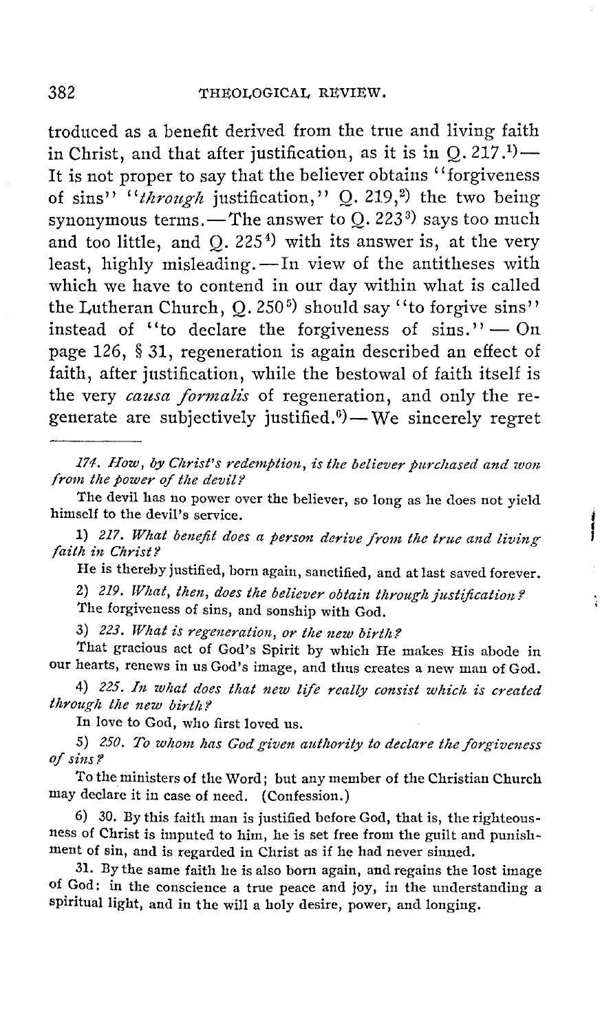troduced as a benefit derived from the true and living faith in Christ, and that after justification, as it is in Q. 217.[1])— It is not proper to say that the believer obtains "forgiveness of sins" "*through* justification," Q. 219,[2]) the two being synonymous terms.—The answer to Q. 223[3]) says too much and too little, and Q. 225[4]) with its answer is, at the very least, highly misleading.—In view of the antitheses with which we have to contend in our day within what is called the Lutheran Church, Q. 250[5]) should say "to forgive sins" instead of "to declare the forgiveness of sins."— On page 126, § 31, regeneration is again described an effect of faith, after justification, while the bestowal of faith itself is the very *causa formalis* of regeneration, and only the regenerate are subjectively justified.[6])—We sincerely regret

---

*174. How, by Christ's redemption, is the believer purchased and won from the power of the devil?*

The devil has no power over the believer, so long as he does not yield himself to the devil's service.

1) *217. What benefit does a person derive from the true and living faith in Christ?*

He is thereby justified, born again, sanctified, and at last saved forever.

2) *219. What, then, does the believer obtain through justification?*

The forgiveness of sins, and sonship with God.

3) *223. What is regeneration, or the new birth?*

That gracious act of God's Spirit by which He makes His abode in our hearts, renews in us God's image, and thus creates a new man of God.

4) *225. In what does that new life really consist which is created through the new birth?*

In love to God, who first loved us.

5) *250. To whom has God given authority to declare the forgiveness of sins?*

To the ministers of the Word; but any member of the Christian Church may declare it in case of need. (Confession.)

6) 30. By this faith man is justified before God, that is, the righteousness of Christ is imputed to him, he is set free from the guilt and punishment of sin, and is regarded in Christ as if he had never sinned.

31. By the same faith he is also born again, and regains the lost image of God: in the conscience a true peace and joy, in the understanding a spiritual light, and in the will a holy desire, power, and longing.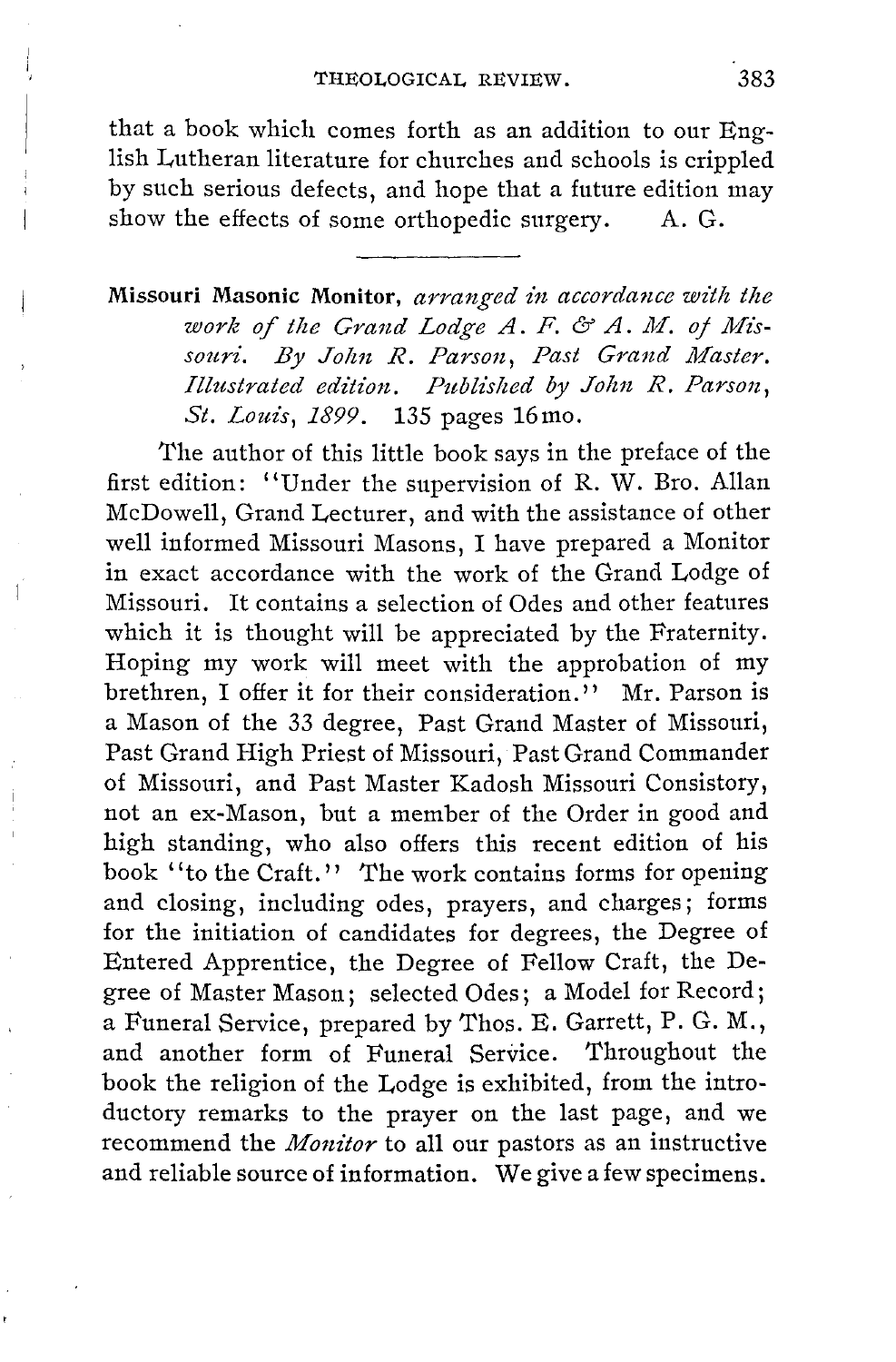that a book which comes forth as an addition to our English Lutheran literature for churches and schools is crippled by such serious defects, and hope that a future edition may show the effects of some orthopedic surgery. A. G.

---

**Missouri Masonic Monitor,** *arranged in accordance with the work of the Grand Lodge A. F. & A. M. of Missouri. By John R. Parson, Past Grand Master. Illustrated edition. Published by John R. Parson, St. Louis, 1899.* 135 pages 16mo.

The author of this little book says in the preface of the first edition: "Under the supervision of R. W. Bro. Allan McDowell, Grand Lecturer, and with the assistance of other well informed Missouri Masons, I have prepared a Monitor in exact accordance with the work of the Grand Lodge of Missouri. It contains a selection of Odes and other features which it is thought will be appreciated by the Fraternity. Hoping my work will meet with the approbation of my brethren, I offer it for their consideration." Mr. Parson is a Mason of the 33 degree, Past Grand Master of Missouri, Past Grand High Priest of Missouri, Past Grand Commander of Missouri, and Past Master Kadosh Missouri Consistory, not an ex-Mason, but a member of the Order in good and high standing, who also offers this recent edition of his book "to the Craft." The work contains forms for opening and closing, including odes, prayers, and charges; forms for the initiation of candidates for degrees, the Degree of Entered Apprentice, the Degree of Fellow Craft, the Degree of Master Mason; selected Odes; a Model for Record; a Funeral Service, prepared by Thos. E. Garrett, P. G. M., and another form of Funeral Service. Throughout the book the religion of the Lodge is exhibited, from the introductory remarks to the prayer on the last page, and we recommend the *Monitor* to all our pastors as an instructive and reliable source of information. We give a few specimens.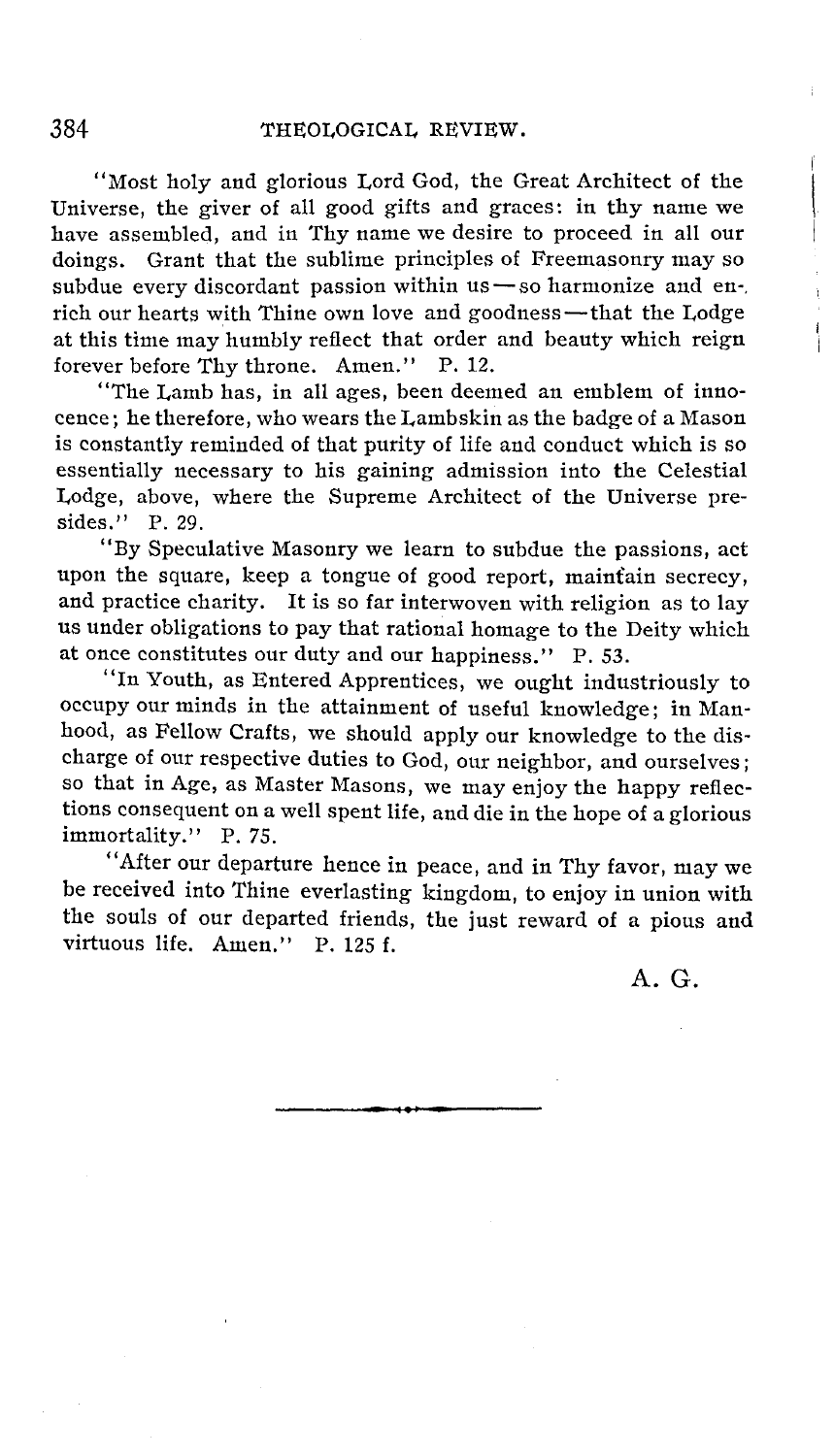"Most holy and glorious Lord God, the Great Architect of the Universe, the giver of all good gifts and graces: in thy name we have assembled, and in Thy name we desire to proceed in all our doings. Grant that the sublime principles of Freemasonry may so subdue every discordant passion within us—so harmonize and enrich our hearts with Thine own love and goodness—that the Lodge at this time may humbly reflect that order and beauty which reign forever before Thy throne. Amen." P. 12.

"The Lamb has, in all ages, been deemed an emblem of innocence; he therefore, who wears the Lambskin as the badge of a Mason is constantly reminded of that purity of life and conduct which is so essentially necessary to his gaining admission into the Celestial Lodge, above, where the Supreme Architect of the Universe presides." P. 29.

"By Speculative Masonry we learn to subdue the passions, act upon the square, keep a tongue of good report, maintain secrecy, and practice charity. It is so far interwoven with religion as to lay us under obligations to pay that rational homage to the Deity which at once constitutes our duty and our happiness." P. 53.

"In Youth, as Entered Apprentices, we ought industriously to occupy our minds in the attainment of useful knowledge; in Manhood, as Fellow Crafts, we should apply our knowledge to the discharge of our respective duties to God, our neighbor, and ourselves; so that in Age, as Master Masons, we may enjoy the happy reflections consequent on a well spent life, and die in the hope of a glorious immortality." P. 75.

"After our departure hence in peace, and in Thy favor, may we be received into Thine everlasting kingdom, to enjoy in union with the souls of our departed friends, the just reward of a pious and virtuous life. Amen." P. 125 f.

A. G.